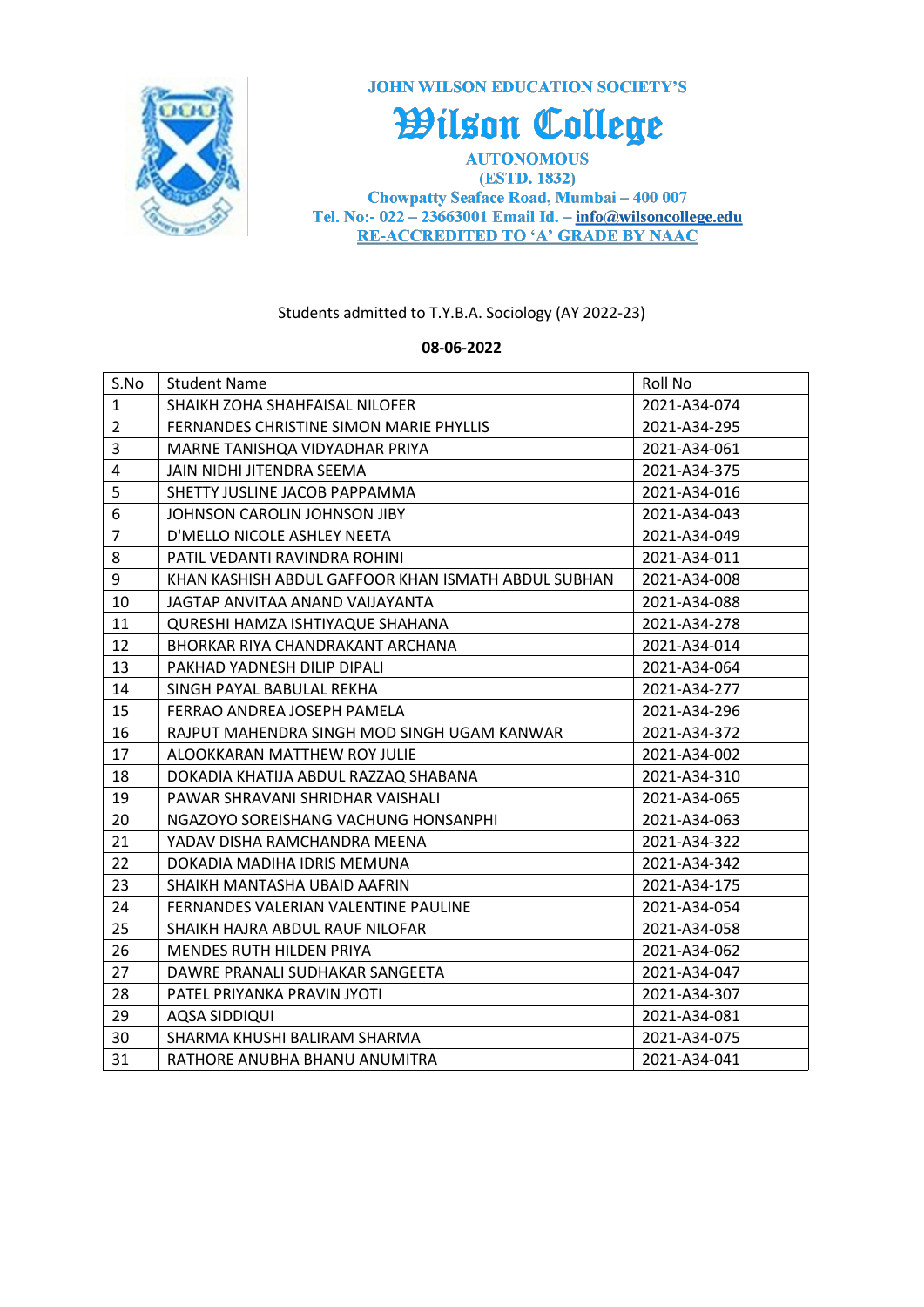JOHN WILSON EDUCATION SOCIETY'S

# Wilson College

AUTONOMOUS

(ESTD. 1832)

Chowpatty Seaface Road, Mumbai – 400 007

Tel. No:- 022 – 23663001 Email Id. – info@wilsoncollege.edu

RE-ACCREDITED TO 'A' GRADE BY NAAC

Students admitted to T.Y.B.A. Sociology (AY 2022-23)

**08-06-2022**

| S.No | Student Name | Roll No |
|---|---|---|
| 1 | SHAIKH ZOHA SHAHFAISAL NILOFER | 2021-A34-074 |
| 2 | FERNANDES CHRISTINE SIMON MARIE PHYLLIS | 2021-A34-295 |
| 3 | MARNE TANISHQA VIDYADHAR PRIYA | 2021-A34-061 |
| 4 | JAIN NIDHI JITENDRA SEEMA | 2021-A34-375 |
| 5 | SHETTY JUSLINE JACOB PAPPAMMA | 2021-A34-016 |
| 6 | JOHNSON CAROLIN JOHNSON JIBY | 2021-A34-043 |
| 7 | D'MELLO NICOLE ASHLEY NEETA | 2021-A34-049 |
| 8 | PATIL VEDANTI RAVINDRA ROHINI | 2021-A34-011 |
| 9 | KHAN KASHISH ABDUL GAFFOOR KHAN ISMATH ABDUL SUBHAN | 2021-A34-008 |
| 10 | JAGTAP ANVITAA ANAND VAIJAYANTA | 2021-A34-088 |
| 11 | QURESHI HAMZA ISHTIYAQUE SHAHANA | 2021-A34-278 |
| 12 | BHORKAR RIYA CHANDRAKANT ARCHANA | 2021-A34-014 |
| 13 | PAKHAD YADNESH DILIP DIPALI | 2021-A34-064 |
| 14 | SINGH PAYAL BABULAL REKHA | 2021-A34-277 |
| 15 | FERRAO ANDREA JOSEPH PAMELA | 2021-A34-296 |
| 16 | RAJPUT MAHENDRA SINGH MOD SINGH UGAM KANWAR | 2021-A34-372 |
| 17 | ALOOKKARAN MATTHEW ROY JULIE | 2021-A34-002 |
| 18 | DOKADIA KHATIJA ABDUL RAZZAQ SHABANA | 2021-A34-310 |
| 19 | PAWAR SHRAVANI SHRIDHAR VAISHALI | 2021-A34-065 |
| 20 | NGAZOYO SOREISHANG VACHUNG HONSANPHI | 2021-A34-063 |
| 21 | YADAV DISHA RAMCHANDRA MEENA | 2021-A34-322 |
| 22 | DOKADIA MADIHA IDRIS MEMUNA | 2021-A34-342 |
| 23 | SHAIKH MANTASHA UBAID AAFRIN | 2021-A34-175 |
| 24 | FERNANDES VALERIAN VALENTINE PAULINE | 2021-A34-054 |
| 25 | SHAIKH HAJRA ABDUL RAUF NILOFAR | 2021-A34-058 |
| 26 | MENDES RUTH HILDEN PRIYA | 2021-A34-062 |
| 27 | DAWRE PRANALI SUDHAKAR SANGEETA | 2021-A34-047 |
| 28 | PATEL PRIYANKA PRAVIN JYOTI | 2021-A34-307 |
| 29 | AQSA SIDDIQUI | 2021-A34-081 |
| 30 | SHARMA KHUSHI BALIRAM SHARMA | 2021-A34-075 |
| 31 | RATHORE ANUBHA BHANU ANUMITRA | 2021-A34-041 |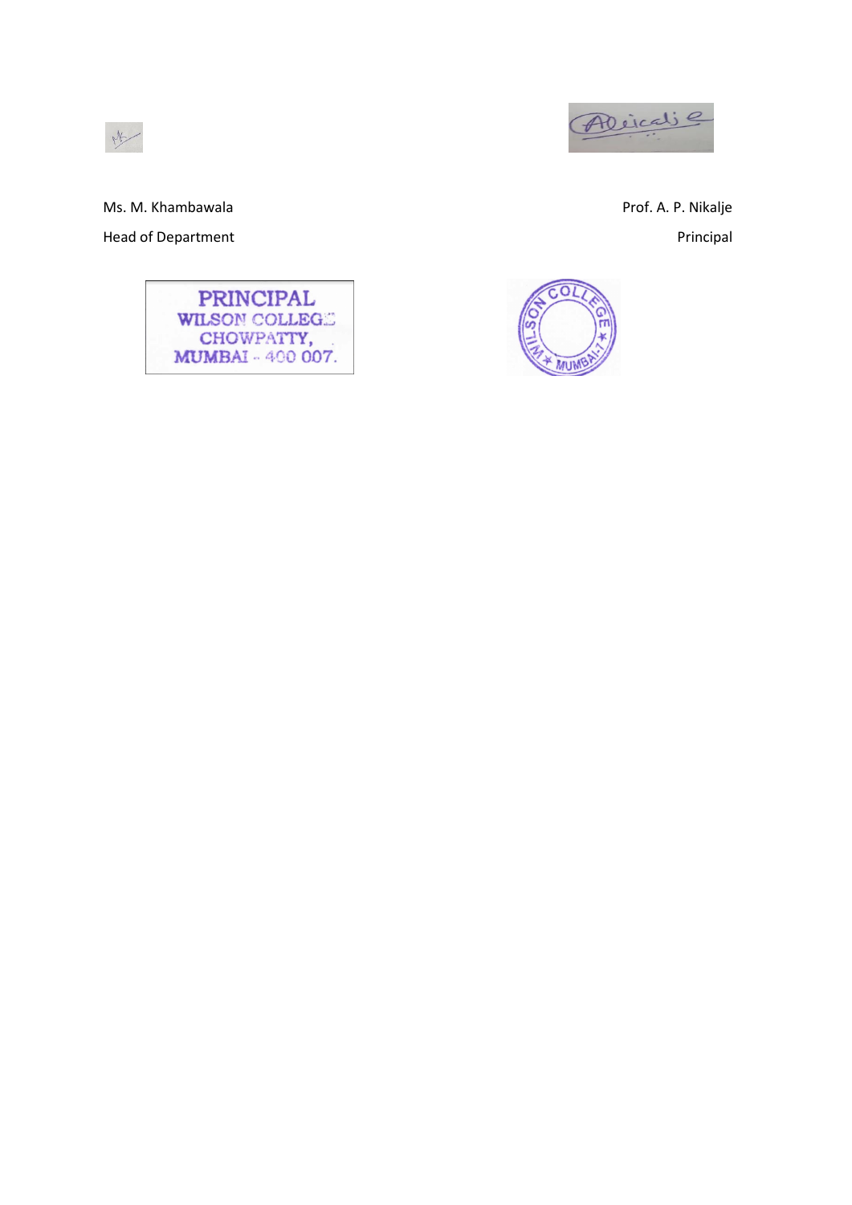Ms. M. Khambawala

Head of Department

Prof. A. P. Nikalje

Principal

PRINCIPAL
WILSON COLLEGE
CHOWPATTY,
MUMBAI - 400 007.

WILSON COLLEGE ★ MUMBAI-7 ★